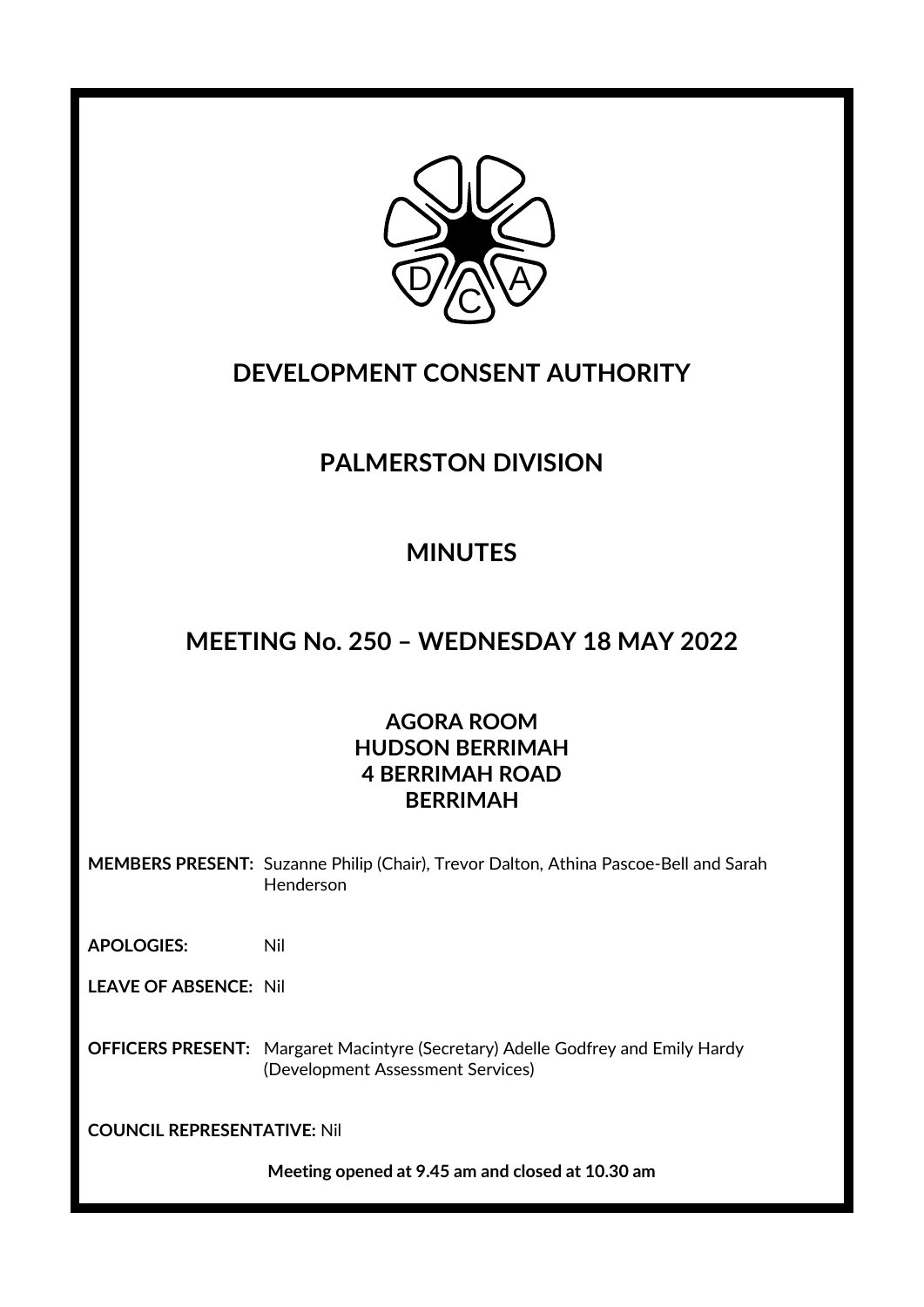# DEVELOPMENT CONSENT AUTHORITY

## PALMERSTON DIVISION

## MINUTES

## MEETING No. 250 – WEDNESDAY 18 MAY 2022

**AGORA ROOM**
**HUDSON BERRIMAH**
**4 BERRIMAH ROAD**
**BERRIMAH**

**MEMBERS PRESENT:** Suzanne Philip (Chair), Trevor Dalton, Athina Pascoe-Bell and Sarah Henderson

**APOLOGIES:** Nil

**LEAVE OF ABSENCE:** Nil

**OFFICERS PRESENT:** Margaret Macintyre (Secretary) Adelle Godfrey and Emily Hardy (Development Assessment Services)

**COUNCIL REPRESENTATIVE:** Nil

**Meeting opened at 9.45 am and closed at 10.30 am**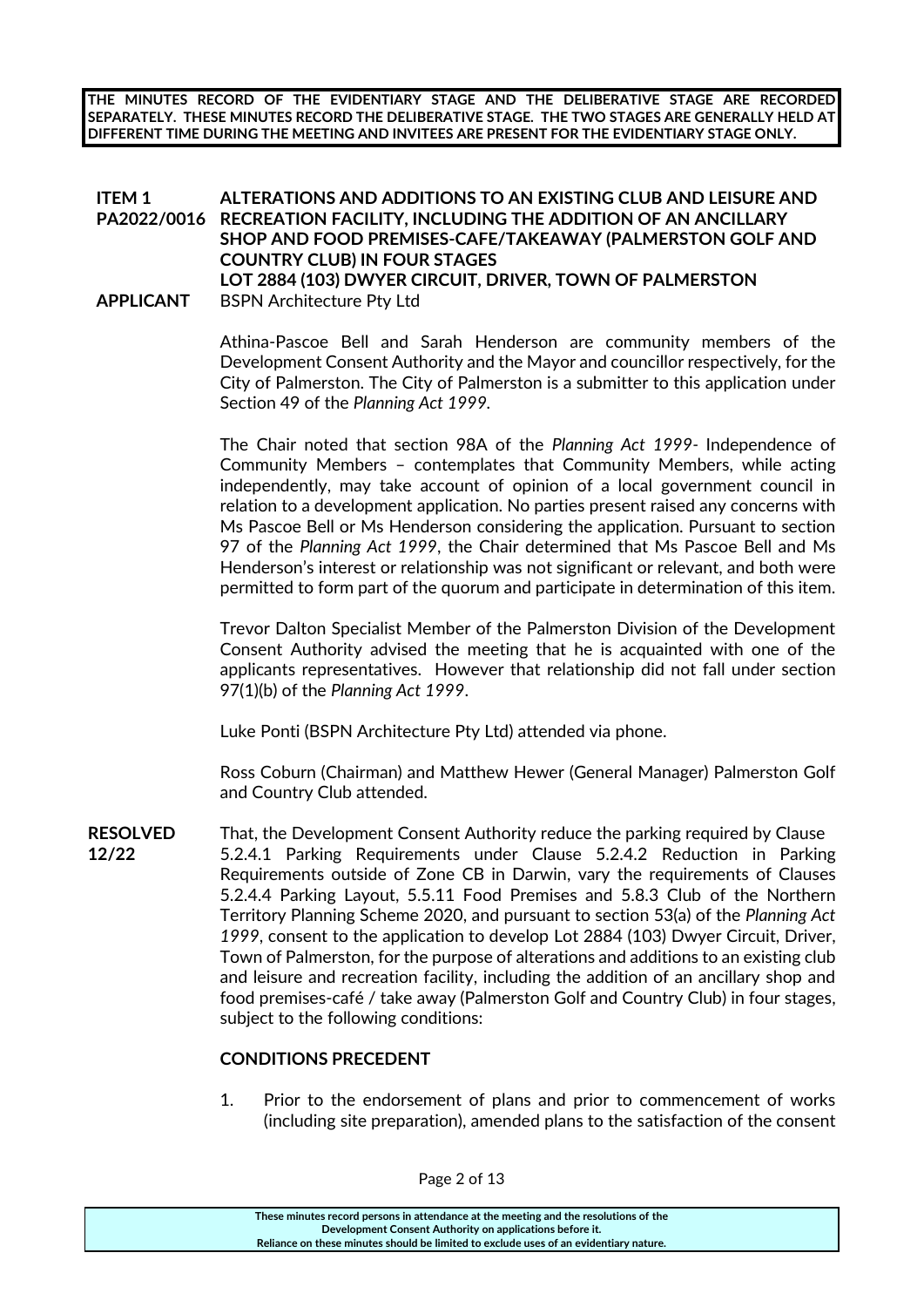**THE MINUTES RECORD OF THE EVIDENTIARY STAGE AND THE DELIBERATIVE STAGE ARE RECORDED SEPARATELY. THESE MINUTES RECORD THE DELIBERATIVE STAGE. THE TWO STAGES ARE GENERALLY HELD AT DIFFERENT TIME DURING THE MEETING AND INVITEES ARE PRESENT FOR THE EVIDENTIARY STAGE ONLY.**

**ITEM 1 PA2022/0016** **ALTERATIONS AND ADDITIONS TO AN EXISTING CLUB AND LEISURE AND RECREATION FACILITY, INCLUDING THE ADDITION OF AN ANCILLARY SHOP AND FOOD PREMISES-CAFE/TAKEAWAY (PALMERSTON GOLF AND COUNTRY CLUB) IN FOUR STAGES**
**LOT 2884 (103) DWYER CIRCUIT, DRIVER, TOWN OF PALMERSTON**

**APPLICANT** BSPN Architecture Pty Ltd

Athina-Pascoe Bell and Sarah Henderson are community members of the Development Consent Authority and the Mayor and councillor respectively, for the City of Palmerston. The City of Palmerston is a submitter to this application under Section 49 of the *Planning Act 1999*.

The Chair noted that section 98A of the *Planning Act 1999*- Independence of Community Members – contemplates that Community Members, while acting independently, may take account of opinion of a local government council in relation to a development application. No parties present raised any concerns with Ms Pascoe Bell or Ms Henderson considering the application. Pursuant to section 97 of the *Planning Act 1999*, the Chair determined that Ms Pascoe Bell and Ms Henderson's interest or relationship was not significant or relevant, and both were permitted to form part of the quorum and participate in determination of this item.

Trevor Dalton Specialist Member of the Palmerston Division of the Development Consent Authority advised the meeting that he is acquainted with one of the applicants representatives. However that relationship did not fall under section 97(1)(b) of the *Planning Act 1999*.

Luke Ponti (BSPN Architecture Pty Ltd) attended via phone.

Ross Coburn (Chairman) and Matthew Hewer (General Manager) Palmerston Golf and Country Club attended.

**RESOLVED 12/22**

That, the Development Consent Authority reduce the parking required by Clause 5.2.4.1 Parking Requirements under Clause 5.2.4.2 Reduction in Parking Requirements outside of Zone CB in Darwin, vary the requirements of Clauses 5.2.4.4 Parking Layout, 5.5.11 Food Premises and 5.8.3 Club of the Northern Territory Planning Scheme 2020, and pursuant to section 53(a) of the *Planning Act 1999*, consent to the application to develop Lot 2884 (103) Dwyer Circuit, Driver, Town of Palmerston, for the purpose of alterations and additions to an existing club and leisure and recreation facility, including the addition of an ancillary shop and food premises-café / take away (Palmerston Golf and Country Club) in four stages, subject to the following conditions:

**CONDITIONS PRECEDENT**

1. Prior to the endorsement of plans and prior to commencement of works (including site preparation), amended plans to the satisfaction of the consent

These minutes record persons in attendance at the meeting and the resolutions of the Development Consent Authority on applications before it.
Reliance on these minutes should be limited to exclude uses of an evidentiary nature.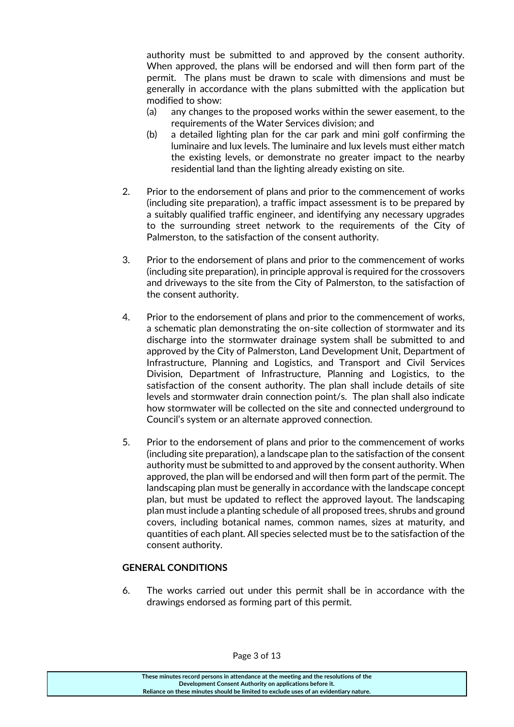authority must be submitted to and approved by the consent authority. When approved, the plans will be endorsed and will then form part of the permit. The plans must be drawn to scale with dimensions and must be generally in accordance with the plans submitted with the application but modified to show:

(a) any changes to the proposed works within the sewer easement, to the requirements of the Water Services division; and

(b) a detailed lighting plan for the car park and mini golf confirming the luminaire and lux levels. The luminaire and lux levels must either match the existing levels, or demonstrate no greater impact to the nearby residential land than the lighting already existing on site.

2. Prior to the endorsement of plans and prior to the commencement of works (including site preparation), a traffic impact assessment is to be prepared by a suitably qualified traffic engineer, and identifying any necessary upgrades to the surrounding street network to the requirements of the City of Palmerston, to the satisfaction of the consent authority.

3. Prior to the endorsement of plans and prior to the commencement of works (including site preparation), in principle approval is required for the crossovers and driveways to the site from the City of Palmerston, to the satisfaction of the consent authority.

4. Prior to the endorsement of plans and prior to the commencement of works, a schematic plan demonstrating the on-site collection of stormwater and its discharge into the stormwater drainage system shall be submitted to and approved by the City of Palmerston, Land Development Unit, Department of Infrastructure, Planning and Logistics, and Transport and Civil Services Division, Department of Infrastructure, Planning and Logistics, to the satisfaction of the consent authority. The plan shall include details of site levels and stormwater drain connection point/s. The plan shall also indicate how stormwater will be collected on the site and connected underground to Council's system or an alternate approved connection.

5. Prior to the endorsement of plans and prior to the commencement of works (including site preparation), a landscape plan to the satisfaction of the consent authority must be submitted to and approved by the consent authority. When approved, the plan will be endorsed and will then form part of the permit. The landscaping plan must be generally in accordance with the landscape concept plan, but must be updated to reflect the approved layout. The landscaping plan must include a planting schedule of all proposed trees, shrubs and ground covers, including botanical names, common names, sizes at maturity, and quantities of each plant. All species selected must be to the satisfaction of the consent authority.

**GENERAL CONDITIONS**

6. The works carried out under this permit shall be in accordance with the drawings endorsed as forming part of this permit.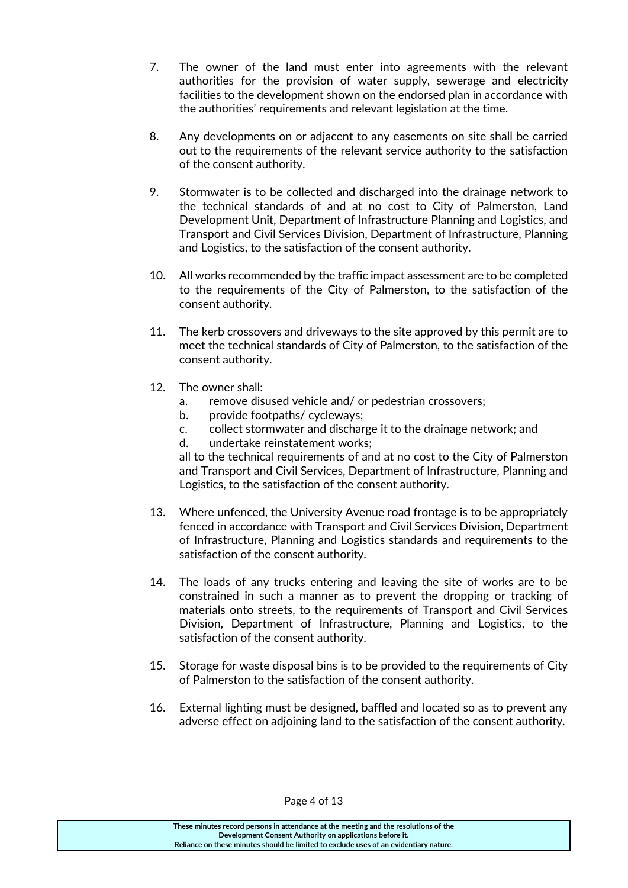7. The owner of the land must enter into agreements with the relevant authorities for the provision of water supply, sewerage and electricity facilities to the development shown on the endorsed plan in accordance with the authorities' requirements and relevant legislation at the time.

8. Any developments on or adjacent to any easements on site shall be carried out to the requirements of the relevant service authority to the satisfaction of the consent authority.

9. Stormwater is to be collected and discharged into the drainage network to the technical standards of and at no cost to City of Palmerston, Land Development Unit, Department of Infrastructure Planning and Logistics, and Transport and Civil Services Division, Department of Infrastructure, Planning and Logistics, to the satisfaction of the consent authority.

10. All works recommended by the traffic impact assessment are to be completed to the requirements of the City of Palmerston, to the satisfaction of the consent authority.

11. The kerb crossovers and driveways to the site approved by this permit are to meet the technical standards of City of Palmerston, to the satisfaction of the consent authority.

12. The owner shall:
    a. remove disused vehicle and/ or pedestrian crossovers;
    b. provide footpaths/ cycleways;
    c. collect stormwater and discharge it to the drainage network; and
    d. undertake reinstatement works;

    all to the technical requirements of and at no cost to the City of Palmerston and Transport and Civil Services, Department of Infrastructure, Planning and Logistics, to the satisfaction of the consent authority.

13. Where unfenced, the University Avenue road frontage is to be appropriately fenced in accordance with Transport and Civil Services Division, Department of Infrastructure, Planning and Logistics standards and requirements to the satisfaction of the consent authority.

14. The loads of any trucks entering and leaving the site of works are to be constrained in such a manner as to prevent the dropping or tracking of materials onto streets, to the requirements of Transport and Civil Services Division, Department of Infrastructure, Planning and Logistics, to the satisfaction of the consent authority.

15. Storage for waste disposal bins is to be provided to the requirements of City of Palmerston to the satisfaction of the consent authority.

16. External lighting must be designed, baffled and located so as to prevent any adverse effect on adjoining land to the satisfaction of the consent authority.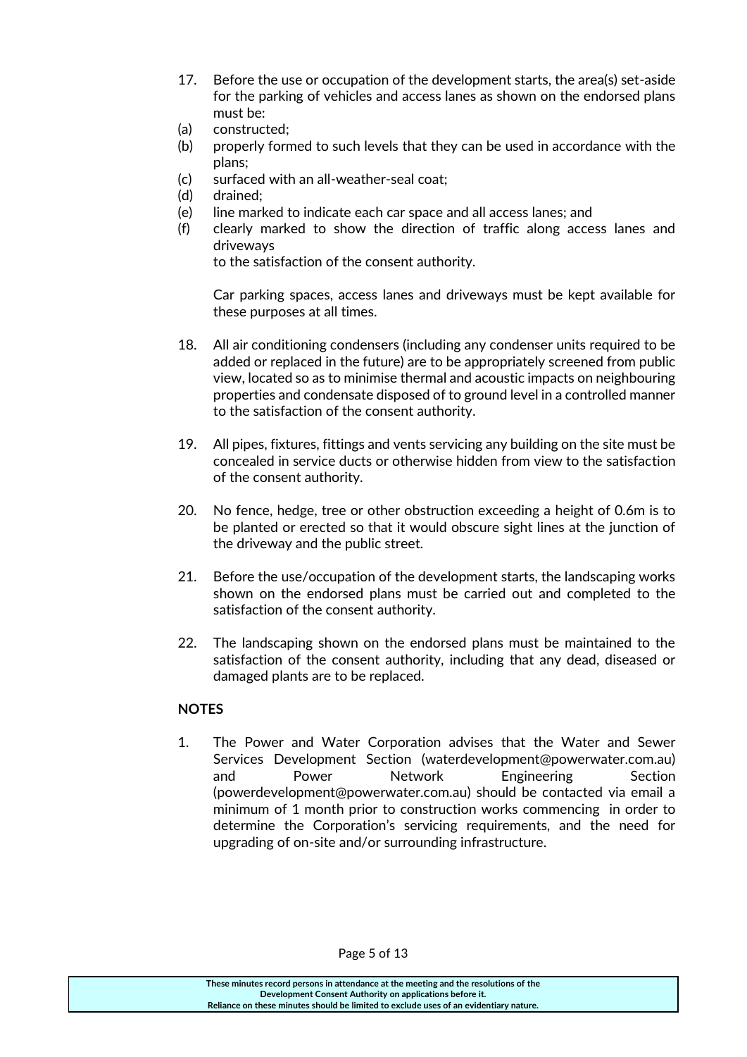17. Before the use or occupation of the development starts, the area(s) set-aside for the parking of vehicles and access lanes as shown on the endorsed plans must be:

(a) constructed;
(b) properly formed to such levels that they can be used in accordance with the plans;
(c) surfaced with an all-weather-seal coat;
(d) drained;
(e) line marked to indicate each car space and all access lanes; and
(f) clearly marked to show the direction of traffic along access lanes and driveways

to the satisfaction of the consent authority.

Car parking spaces, access lanes and driveways must be kept available for these purposes at all times.

18. All air conditioning condensers (including any condenser units required to be added or replaced in the future) are to be appropriately screened from public view, located so as to minimise thermal and acoustic impacts on neighbouring properties and condensate disposed of to ground level in a controlled manner to the satisfaction of the consent authority.

19. All pipes, fixtures, fittings and vents servicing any building on the site must be concealed in service ducts or otherwise hidden from view to the satisfaction of the consent authority.

20. No fence, hedge, tree or other obstruction exceeding a height of 0.6m is to be planted or erected so that it would obscure sight lines at the junction of the driveway and the public street.

21. Before the use/occupation of the development starts, the landscaping works shown on the endorsed plans must be carried out and completed to the satisfaction of the consent authority.

22. The landscaping shown on the endorsed plans must be maintained to the satisfaction of the consent authority, including that any dead, diseased or damaged plants are to be replaced.

**NOTES**

1. The Power and Water Corporation advises that the Water and Sewer Services Development Section (waterdevelopment@powerwater.com.au) and Power Network Engineering Section (powerdevelopment@powerwater.com.au) should be contacted via email a minimum of 1 month prior to construction works commencing in order to determine the Corporation's servicing requirements, and the need for upgrading of on-site and/or surrounding infrastructure.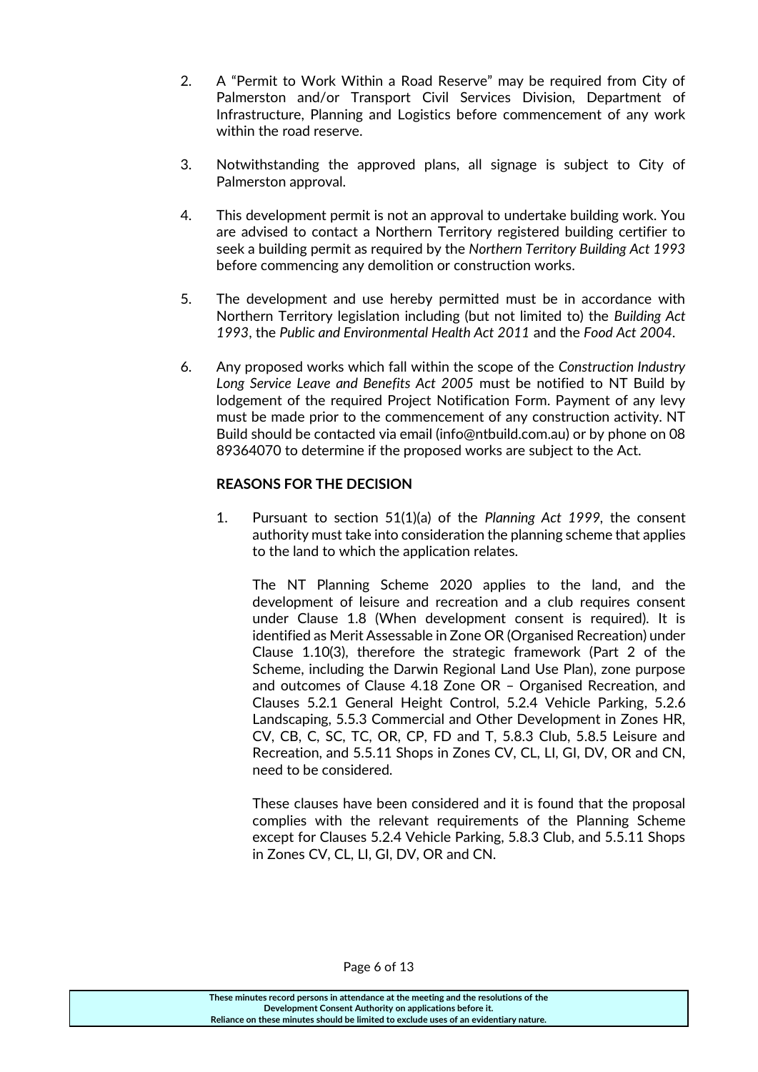2. A "Permit to Work Within a Road Reserve" may be required from City of Palmerston and/or Transport Civil Services Division, Department of Infrastructure, Planning and Logistics before commencement of any work within the road reserve.

3. Notwithstanding the approved plans, all signage is subject to City of Palmerston approval.

4. This development permit is not an approval to undertake building work. You are advised to contact a Northern Territory registered building certifier to seek a building permit as required by the *Northern Territory Building Act 1993* before commencing any demolition or construction works.

5. The development and use hereby permitted must be in accordance with Northern Territory legislation including (but not limited to) the *Building Act 1993*, the *Public and Environmental Health Act 2011* and the *Food Act 2004*.

6. Any proposed works which fall within the scope of the *Construction Industry Long Service Leave and Benefits Act 2005* must be notified to NT Build by lodgement of the required Project Notification Form. Payment of any levy must be made prior to the commencement of any construction activity. NT Build should be contacted via email (info@ntbuild.com.au) or by phone on 08 89364070 to determine if the proposed works are subject to the Act.

**REASONS FOR THE DECISION**

1. Pursuant to section 51(1)(a) of the *Planning Act 1999*, the consent authority must take into consideration the planning scheme that applies to the land to which the application relates.

   The NT Planning Scheme 2020 applies to the land, and the development of leisure and recreation and a club requires consent under Clause 1.8 (When development consent is required). It is identified as Merit Assessable in Zone OR (Organised Recreation) under Clause 1.10(3), therefore the strategic framework (Part 2 of the Scheme, including the Darwin Regional Land Use Plan), zone purpose and outcomes of Clause 4.18 Zone OR – Organised Recreation, and Clauses 5.2.1 General Height Control, 5.2.4 Vehicle Parking, 5.2.6 Landscaping, 5.5.3 Commercial and Other Development in Zones HR, CV, CB, C, SC, TC, OR, CP, FD and T, 5.8.3 Club, 5.8.5 Leisure and Recreation, and 5.5.11 Shops in Zones CV, CL, LI, GI, DV, OR and CN, need to be considered.

   These clauses have been considered and it is found that the proposal complies with the relevant requirements of the Planning Scheme except for Clauses 5.2.4 Vehicle Parking, 5.8.3 Club, and 5.5.11 Shops in Zones CV, CL, LI, GI, DV, OR and CN.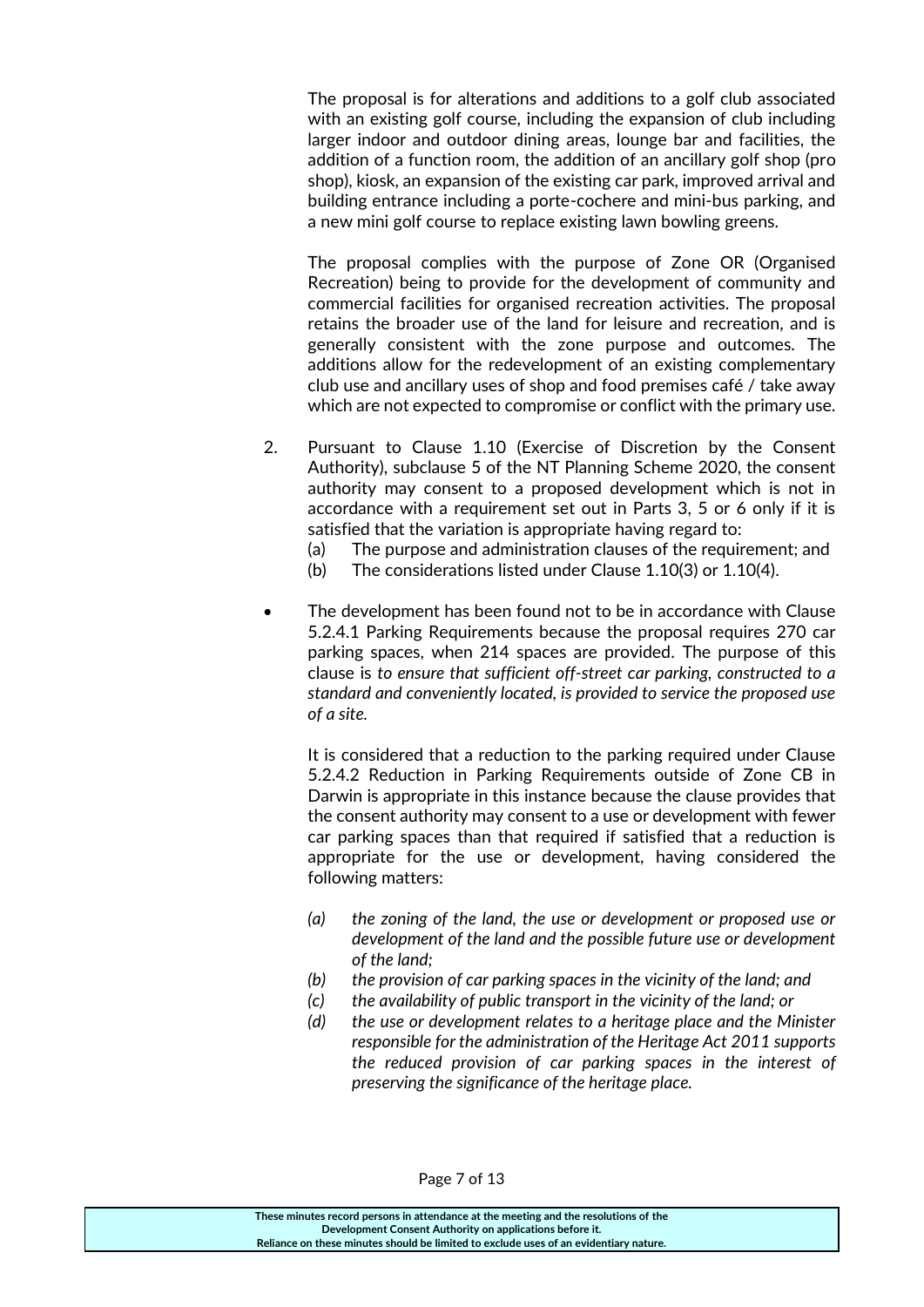The proposal is for alterations and additions to a golf club associated with an existing golf course, including the expansion of club including larger indoor and outdoor dining areas, lounge bar and facilities, the addition of a function room, the addition of an ancillary golf shop (pro shop), kiosk, an expansion of the existing car park, improved arrival and building entrance including a porte-cochere and mini-bus parking, and a new mini golf course to replace existing lawn bowling greens.

The proposal complies with the purpose of Zone OR (Organised Recreation) being to provide for the development of community and commercial facilities for organised recreation activities. The proposal retains the broader use of the land for leisure and recreation, and is generally consistent with the zone purpose and outcomes. The additions allow for the redevelopment of an existing complementary club use and ancillary uses of shop and food premises café / take away which are not expected to compromise or conflict with the primary use.

2. Pursuant to Clause 1.10 (Exercise of Discretion by the Consent Authority), subclause 5 of the NT Planning Scheme 2020, the consent authority may consent to a proposed development which is not in accordance with a requirement set out in Parts 3, 5 or 6 only if it is satisfied that the variation is appropriate having regard to:
   (a) The purpose and administration clauses of the requirement; and
   (b) The considerations listed under Clause 1.10(3) or 1.10(4).

- The development has been found not to be in accordance with Clause 5.2.4.1 Parking Requirements because the proposal requires 270 car parking spaces, when 214 spaces are provided. The purpose of this clause is *to ensure that sufficient off-street car parking, constructed to a standard and conveniently located, is provided to service the proposed use of a site.*

  It is considered that a reduction to the parking required under Clause 5.2.4.2 Reduction in Parking Requirements outside of Zone CB in Darwin is appropriate in this instance because the clause provides that the consent authority may consent to a use or development with fewer car parking spaces than that required if satisfied that a reduction is appropriate for the use or development, having considered the following matters:

  *(a) the zoning of the land, the use or development or proposed use or development of the land and the possible future use or development of the land;*
  *(b) the provision of car parking spaces in the vicinity of the land; and*
  *(c) the availability of public transport in the vicinity of the land; or*
  *(d) the use or development relates to a heritage place and the Minister responsible for the administration of the Heritage Act 2011 supports the reduced provision of car parking spaces in the interest of preserving the significance of the heritage place.*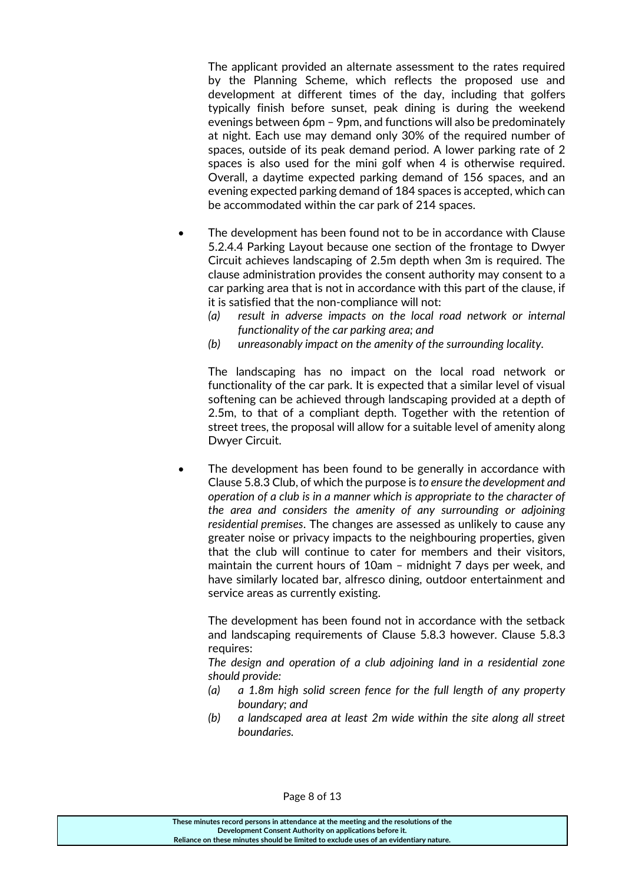The applicant provided an alternate assessment to the rates required by the Planning Scheme, which reflects the proposed use and development at different times of the day, including that golfers typically finish before sunset, peak dining is during the weekend evenings between 6pm – 9pm, and functions will also be predominately at night. Each use may demand only 30% of the required number of spaces, outside of its peak demand period. A lower parking rate of 2 spaces is also used for the mini golf when 4 is otherwise required. Overall, a daytime expected parking demand of 156 spaces, and an evening expected parking demand of 184 spaces is accepted, which can be accommodated within the car park of 214 spaces.

- The development has been found not to be in accordance with Clause 5.2.4.4 Parking Layout because one section of the frontage to Dwyer Circuit achieves landscaping of 2.5m depth when 3m is required. The clause administration provides the consent authority may consent to a car parking area that is not in accordance with this part of the clause, if it is satisfied that the non-compliance will not:
  - *(a) result in adverse impacts on the local road network or internal functionality of the car parking area; and*
  - *(b) unreasonably impact on the amenity of the surrounding locality.*

  The landscaping has no impact on the local road network or functionality of the car park. It is expected that a similar level of visual softening can be achieved through landscaping provided at a depth of 2.5m, to that of a compliant depth. Together with the retention of street trees, the proposal will allow for a suitable level of amenity along Dwyer Circuit.

- The development has been found to be generally in accordance with Clause 5.8.3 Club, of which the purpose is *to ensure the development and operation of a club is in a manner which is appropriate to the character of the area and considers the amenity of any surrounding or adjoining residential premises*. The changes are assessed as unlikely to cause any greater noise or privacy impacts to the neighbouring properties, given that the club will continue to cater for members and their visitors, maintain the current hours of 10am – midnight 7 days per week, and have similarly located bar, alfresco dining, outdoor entertainment and service areas as currently existing.

  The development has been found not in accordance with the setback and landscaping requirements of Clause 5.8.3 however. Clause 5.8.3 requires:

  *The design and operation of a club adjoining land in a residential zone should provide:*
  - *(a) a 1.8m high solid screen fence for the full length of any property boundary; and*
  - *(b) a landscaped area at least 2m wide within the site along all street boundaries.*

**These minutes record persons in attendance at the meeting and the resolutions of the Development Consent Authority on applications before it. Reliance on these minutes should be limited to exclude uses of an evidentiary nature.**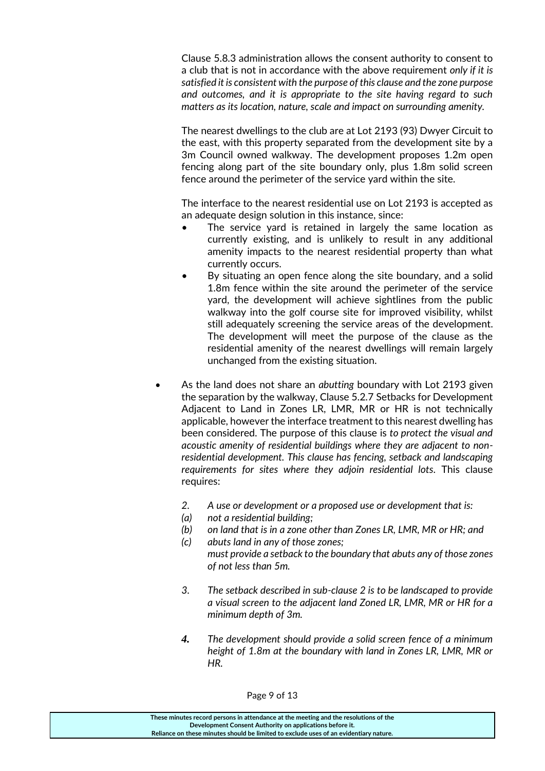Clause 5.8.3 administration allows the consent authority to consent to a club that is not in accordance with the above requirement *only if it is satisfied it is consistent with the purpose of this clause and the zone purpose and outcomes, and it is appropriate to the site having regard to such matters as its location, nature, scale and impact on surrounding amenity.*

The nearest dwellings to the club are at Lot 2193 (93) Dwyer Circuit to the east, with this property separated from the development site by a 3m Council owned walkway. The development proposes 1.2m open fencing along part of the site boundary only, plus 1.8m solid screen fence around the perimeter of the service yard within the site.

The interface to the nearest residential use on Lot 2193 is accepted as an adequate design solution in this instance, since:

- The service yard is retained in largely the same location as currently existing, and is unlikely to result in any additional amenity impacts to the nearest residential property than what currently occurs.
- By situating an open fence along the site boundary, and a solid 1.8m fence within the site around the perimeter of the service yard, the development will achieve sightlines from the public walkway into the golf course site for improved visibility, whilst still adequately screening the service areas of the development. The development will meet the purpose of the clause as the residential amenity of the nearest dwellings will remain largely unchanged from the existing situation.

- As the land does not share an *abutting* boundary with Lot 2193 given the separation by the walkway, Clause 5.2.7 Setbacks for Development Adjacent to Land in Zones LR, LMR, MR or HR is not technically applicable, however the interface treatment to this nearest dwelling has been considered. The purpose of this clause is *to protect the visual and acoustic amenity of residential buildings where they are adjacent to non-residential development. This clause has fencing, setback and landscaping requirements for sites where they adjoin residential lots*. This clause requires:

  *2. A use or development or a proposed use or development that is:*
  *(a) not a residential building;*
  *(b) on land that is in a zone other than Zones LR, LMR, MR or HR; and*
  *(c) abuts land in any of those zones;*
  *must provide a setback to the boundary that abuts any of those zones of not less than 5m.*

  *3. The setback described in sub-clause 2 is to be landscaped to provide a visual screen to the adjacent land Zoned LR, LMR, MR or HR for a minimum depth of 3m.*

  ***4.*** *The development should provide a solid screen fence of a minimum height of 1.8m at the boundary with land in Zones LR, LMR, MR or HR.*

**These minutes record persons in attendance at the meeting and the resolutions of the Development Consent Authority on applications before it. Reliance on these minutes should be limited to exclude uses of an evidentiary nature.**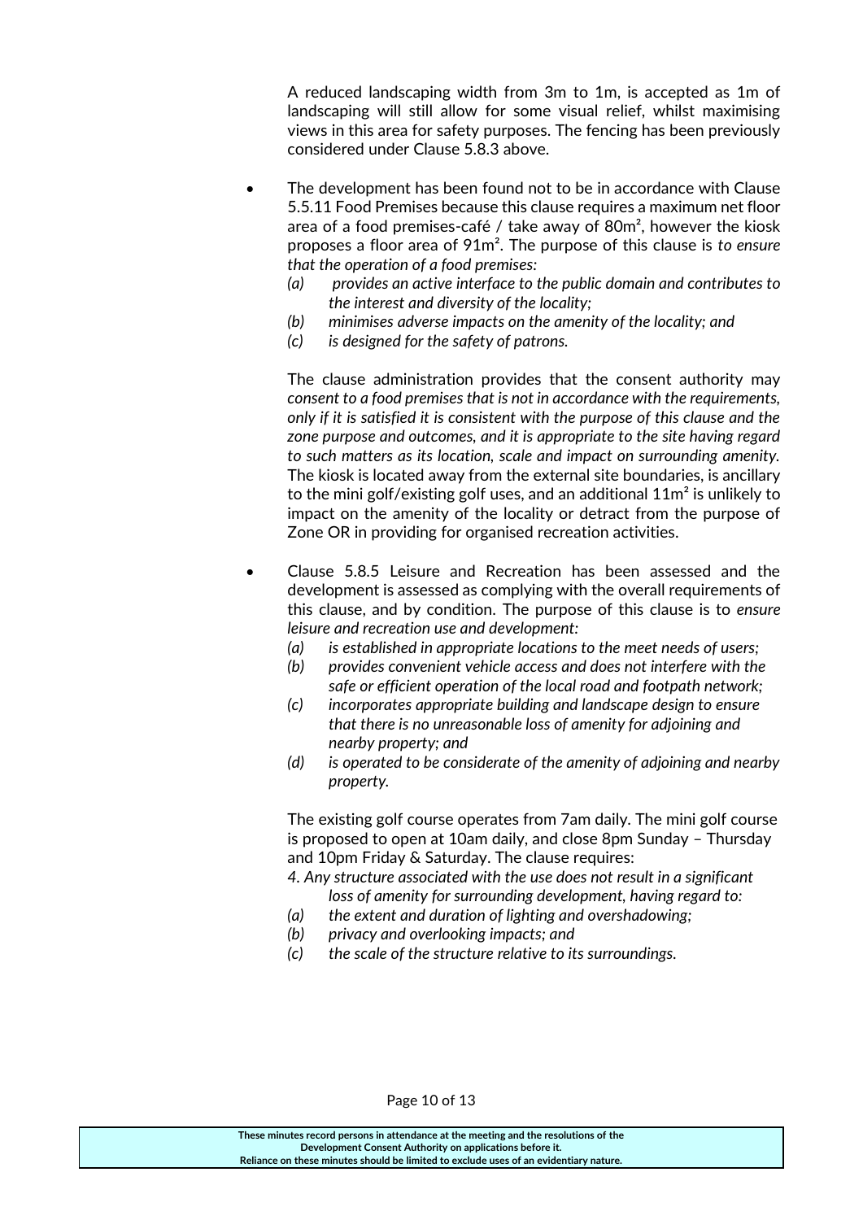A reduced landscaping width from 3m to 1m, is accepted as 1m of landscaping will still allow for some visual relief, whilst maximising views in this area for safety purposes. The fencing has been previously considered under Clause 5.8.3 above.

- The development has been found not to be in accordance with Clause 5.5.11 Food Premises because this clause requires a maximum net floor area of a food premises-café / take away of 80m², however the kiosk proposes a floor area of 91m². The purpose of this clause is *to ensure that the operation of a food premises:*

  *(a) provides an active interface to the public domain and contributes to the interest and diversity of the locality;*
  *(b) minimises adverse impacts on the amenity of the locality; and*
  *(c) is designed for the safety of patrons.*

  The clause administration provides that the consent authority may *consent to a food premises that is not in accordance with the requirements, only if it is satisfied it is consistent with the purpose of this clause and the zone purpose and outcomes, and it is appropriate to the site having regard to such matters as its location, scale and impact on surrounding amenity.* The kiosk is located away from the external site boundaries, is ancillary to the mini golf/existing golf uses, and an additional 11m² is unlikely to impact on the amenity of the locality or detract from the purpose of Zone OR in providing for organised recreation activities.

- Clause 5.8.5 Leisure and Recreation has been assessed and the development is assessed as complying with the overall requirements of this clause, and by condition. The purpose of this clause is to *ensure leisure and recreation use and development:*

  *(a) is established in appropriate locations to the meet needs of users;*
  *(b) provides convenient vehicle access and does not interfere with the safe or efficient operation of the local road and footpath network;*
  *(c) incorporates appropriate building and landscape design to ensure that there is no unreasonable loss of amenity for adjoining and nearby property; and*
  *(d) is operated to be considerate of the amenity of adjoining and nearby property.*

  The existing golf course operates from 7am daily. The mini golf course is proposed to open at 10am daily, and close 8pm Sunday – Thursday and 10pm Friday & Saturday. The clause requires:

  *4. Any structure associated with the use does not result in a significant loss of amenity for surrounding development, having regard to:*
  *(a) the extent and duration of lighting and overshadowing;*
  *(b) privacy and overlooking impacts; and*
  *(c) the scale of the structure relative to its surroundings.*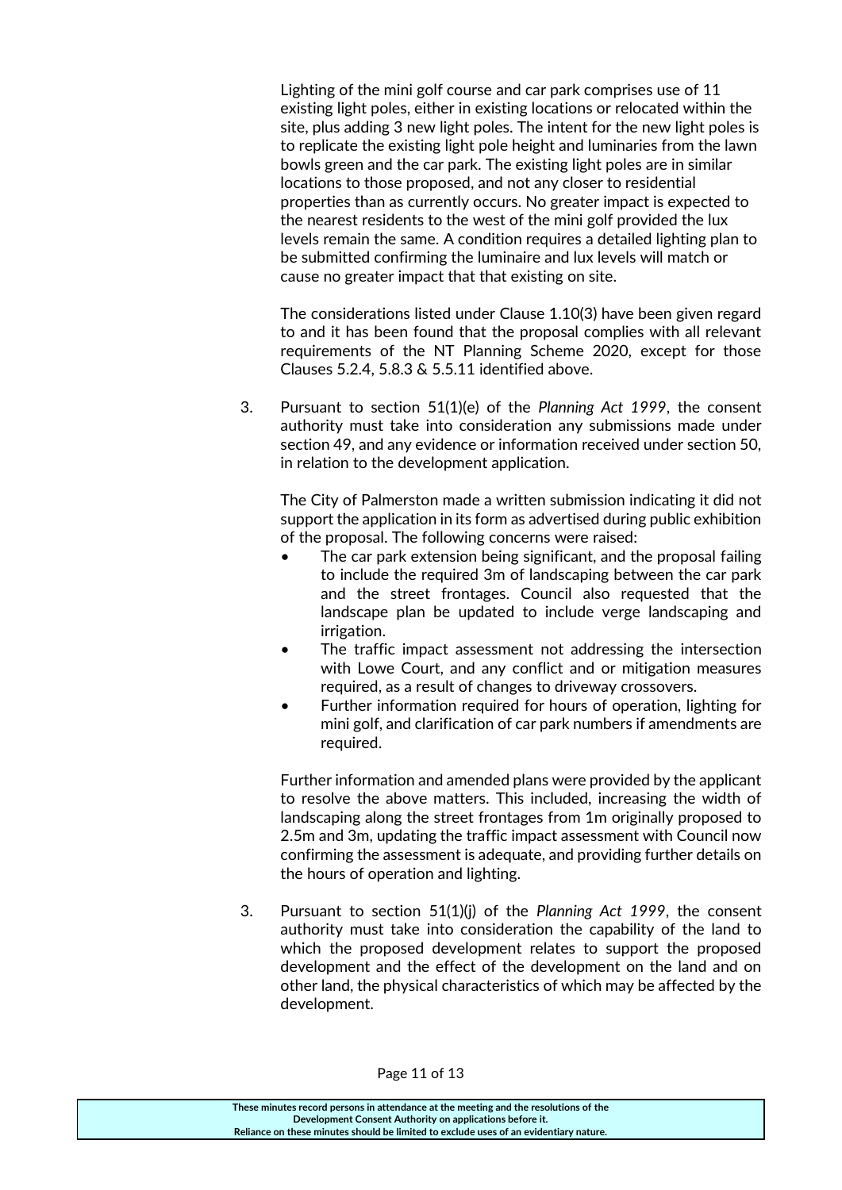Lighting of the mini golf course and car park comprises use of 11 existing light poles, either in existing locations or relocated within the site, plus adding 3 new light poles. The intent for the new light poles is to replicate the existing light pole height and luminaries from the lawn bowls green and the car park. The existing light poles are in similar locations to those proposed, and not any closer to residential properties than as currently occurs. No greater impact is expected to the nearest residents to the west of the mini golf provided the lux levels remain the same. A condition requires a detailed lighting plan to be submitted confirming the luminaire and lux levels will match or cause no greater impact that that existing on site.

The considerations listed under Clause 1.10(3) have been given regard to and it has been found that the proposal complies with all relevant requirements of the NT Planning Scheme 2020, except for those Clauses 5.2.4, 5.8.3 & 5.5.11 identified above.

3. Pursuant to section 51(1)(e) of the *Planning Act 1999*, the consent authority must take into consideration any submissions made under section 49, and any evidence or information received under section 50, in relation to the development application.

   The City of Palmerston made a written submission indicating it did not support the application in its form as advertised during public exhibition of the proposal. The following concerns were raised:

   - The car park extension being significant, and the proposal failing to include the required 3m of landscaping between the car park and the street frontages. Council also requested that the landscape plan be updated to include verge landscaping and irrigation.
   - The traffic impact assessment not addressing the intersection with Lowe Court, and any conflict and or mitigation measures required, as a result of changes to driveway crossovers.
   - Further information required for hours of operation, lighting for mini golf, and clarification of car park numbers if amendments are required.

   Further information and amended plans were provided by the applicant to resolve the above matters. This included, increasing the width of landscaping along the street frontages from 1m originally proposed to 2.5m and 3m, updating the traffic impact assessment with Council now confirming the assessment is adequate, and providing further details on the hours of operation and lighting.

3. Pursuant to section 51(1)(j) of the *Planning Act 1999*, the consent authority must take into consideration the capability of the land to which the proposed development relates to support the proposed development and the effect of the development on the land and on other land, the physical characteristics of which may be affected by the development.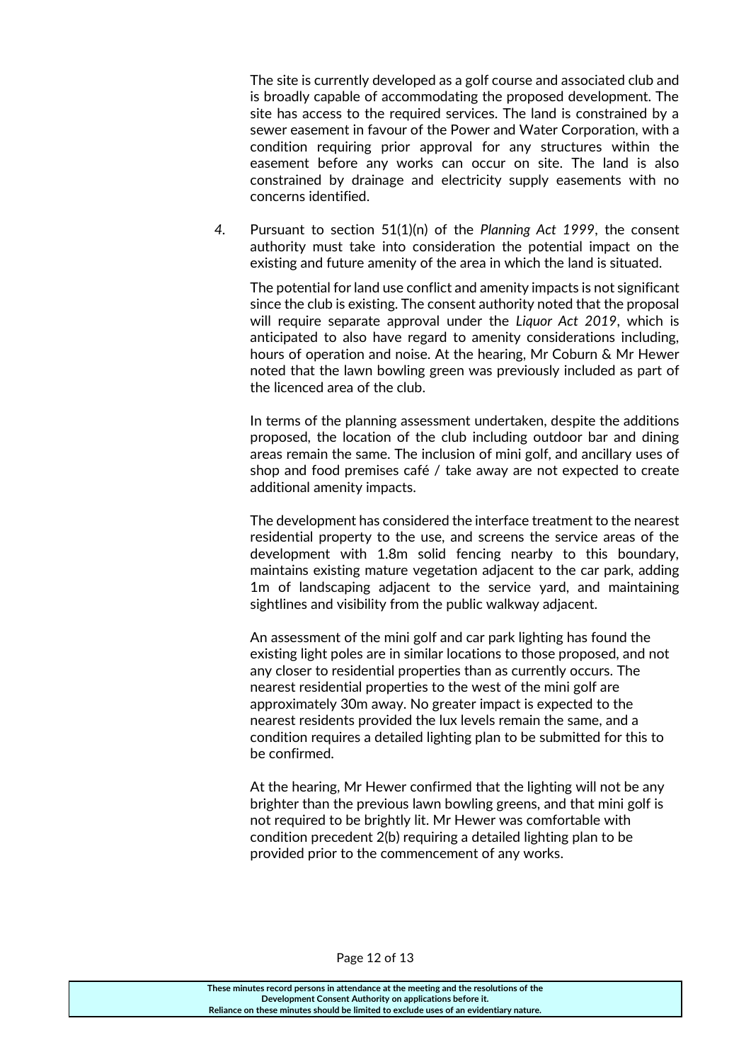The site is currently developed as a golf course and associated club and is broadly capable of accommodating the proposed development. The site has access to the required services. The land is constrained by a sewer easement in favour of the Power and Water Corporation, with a condition requiring prior approval for any structures within the easement before any works can occur on site. The land is also constrained by drainage and electricity supply easements with no concerns identified.

4. Pursuant to section 51(1)(n) of the *Planning Act 1999*, the consent authority must take into consideration the potential impact on the existing and future amenity of the area in which the land is situated.

   The potential for land use conflict and amenity impacts is not significant since the club is existing. The consent authority noted that the proposal will require separate approval under the *Liquor Act 2019*, which is anticipated to also have regard to amenity considerations including, hours of operation and noise. At the hearing, Mr Coburn & Mr Hewer noted that the lawn bowling green was previously included as part of the licenced area of the club.

   In terms of the planning assessment undertaken, despite the additions proposed, the location of the club including outdoor bar and dining areas remain the same. The inclusion of mini golf, and ancillary uses of shop and food premises café / take away are not expected to create additional amenity impacts.

   The development has considered the interface treatment to the nearest residential property to the use, and screens the service areas of the development with 1.8m solid fencing nearby to this boundary, maintains existing mature vegetation adjacent to the car park, adding 1m of landscaping adjacent to the service yard, and maintaining sightlines and visibility from the public walkway adjacent.

   An assessment of the mini golf and car park lighting has found the existing light poles are in similar locations to those proposed, and not any closer to residential properties than as currently occurs. The nearest residential properties to the west of the mini golf are approximately 30m away. No greater impact is expected to the nearest residents provided the lux levels remain the same, and a condition requires a detailed lighting plan to be submitted for this to be confirmed.

   At the hearing, Mr Hewer confirmed that the lighting will not be any brighter than the previous lawn bowling greens, and that mini golf is not required to be brightly lit. Mr Hewer was comfortable with condition precedent 2(b) requiring a detailed lighting plan to be provided prior to the commencement of any works.

**These minutes record persons in attendance at the meeting and the resolutions of the Development Consent Authority on applications before it. Reliance on these minutes should be limited to exclude uses of an evidentiary nature.**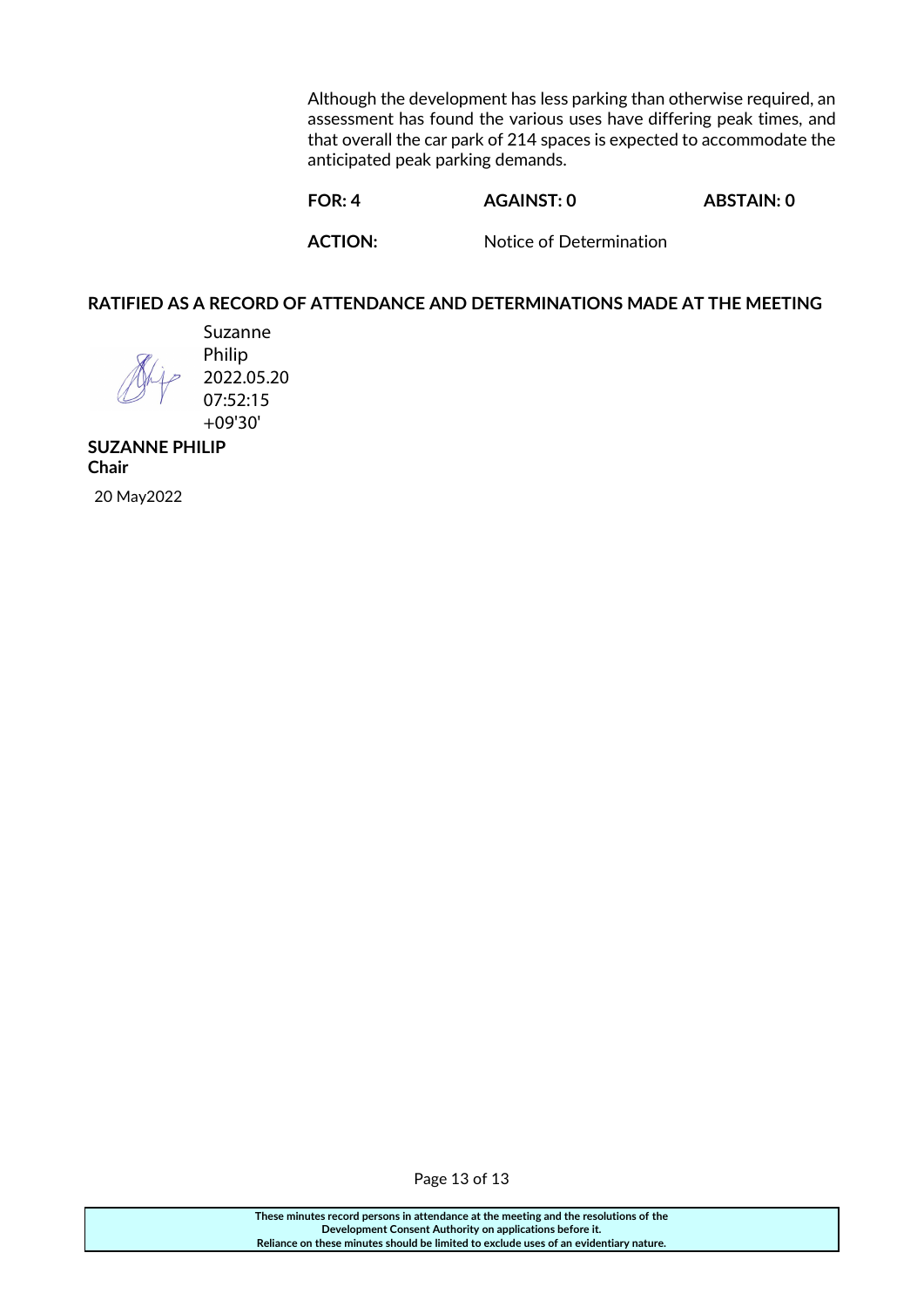Although the development has less parking than otherwise required, an assessment has found the various uses have differing peak times, and that overall the car park of 214 spaces is expected to accommodate the anticipated peak parking demands.

| | | |
|---|---|---|
| **FOR: 4** | **AGAINST: 0** | **ABSTAIN: 0** |

**ACTION:** Notice of Determination

**RATIFIED AS A RECORD OF ATTENDANCE AND DETERMINATIONS MADE AT THE MEETING**

Suzanne Philip 2022.05.20 07:52:15 +09'30'

**SUZANNE PHILIP**
**Chair**

20 May2022

These minutes record persons in attendance at the meeting and the resolutions of the Development Consent Authority on applications before it.
Reliance on these minutes should be limited to exclude uses of an evidentiary nature.